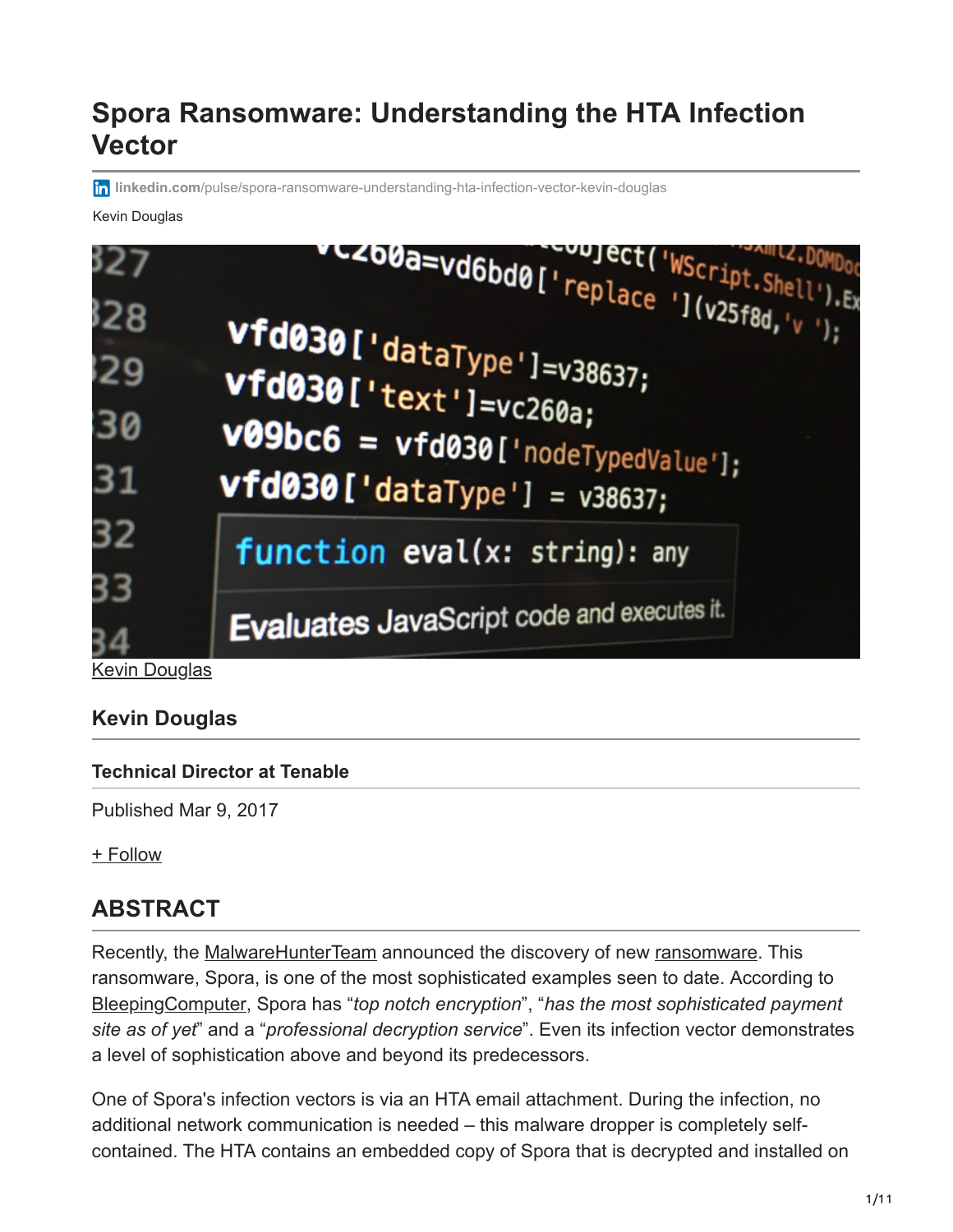# Spora Ransomware: Understanding the HTA Infection Vector

linkedin.com/pulse/spora-ransomware-understanding-hta-infection-vector-kevin-douglas

Kevin Douglas

Kevin Douglas

### Kevin Douglas

#### Technical Director at Tenable

Published Mar 9, 2017

+ Follow

## ABSTRACT

Recently, the MalwareHunterTeam announced the discovery of new ransomware. This ransomware, Spora, is one of the most sophisticated examples seen to date. According to BleepingComputer, Spora has "*top notch encryption*", "*has the most sophisticated payment site as of yet*" and a "*professional decryption service*". Even its infection vector demonstrates a level of sophistication above and beyond its predecessors.

One of Spora's infection vectors is via an HTA email attachment. During the infection, no additional network communication is needed – this malware dropper is completely self-contained. The HTA contains an embedded copy of Spora that is decrypted and installed on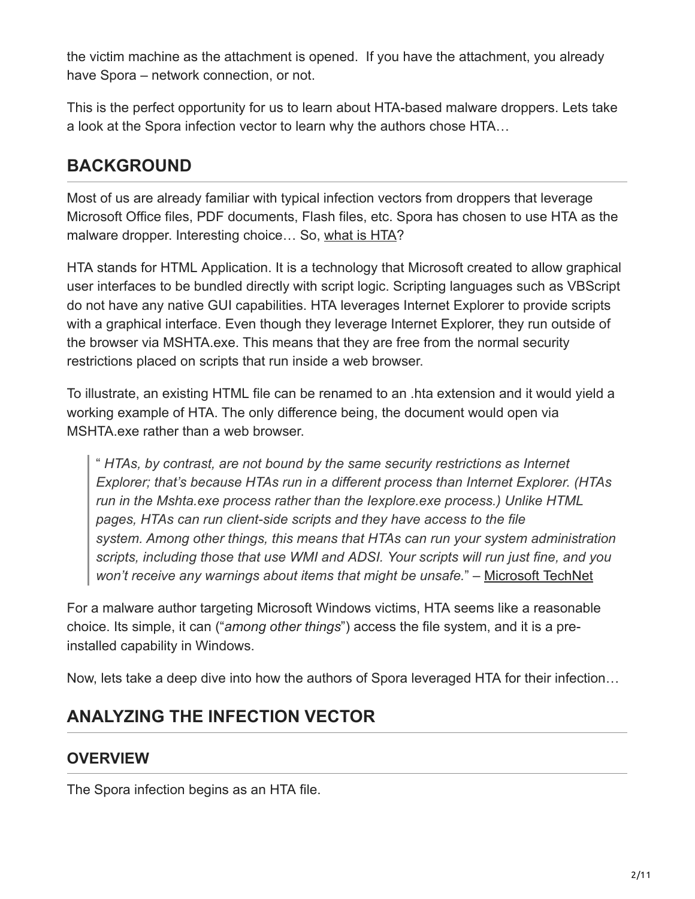the victim machine as the attachment is opened. If you have the attachment, you already have Spora – network connection, or not.

This is the perfect opportunity for us to learn about HTA-based malware droppers. Lets take a look at the Spora infection vector to learn why the authors chose HTA…

## BACKGROUND

Most of us are already familiar with typical infection vectors from droppers that leverage Microsoft Office files, PDF documents, Flash files, etc. Spora has chosen to use HTA as the malware dropper. Interesting choice… So, what is HTA?

HTA stands for HTML Application. It is a technology that Microsoft created to allow graphical user interfaces to be bundled directly with script logic. Scripting languages such as VBScript do not have any native GUI capabilities. HTA leverages Internet Explorer to provide scripts with a graphical interface. Even though they leverage Internet Explorer, they run outside of the browser via MSHTA.exe. This means that they are free from the normal security restrictions placed on scripts that run inside a web browser.

To illustrate, an existing HTML file can be renamed to an .hta extension and it would yield a working example of HTA. The only difference being, the document would open via MSHTA.exe rather than a web browser.

> " *HTAs, by contrast, are not bound by the same security restrictions as Internet Explorer; that's because HTAs run in a different process than Internet Explorer. (HTAs run in the Mshta.exe process rather than the Iexplore.exe process.) Unlike HTML pages, HTAs can run client-side scripts and they have access to the file system. Among other things, this means that HTAs can run your system administration scripts, including those that use WMI and ADSI. Your scripts will run just fine, and you won't receive any warnings about items that might be unsafe.*" – Microsoft TechNet

For a malware author targeting Microsoft Windows victims, HTA seems like a reasonable choice. Its simple, it can ("*among other things*") access the file system, and it is a pre-installed capability in Windows.

Now, lets take a deep dive into how the authors of Spora leveraged HTA for their infection…

## ANALYZING THE INFECTION VECTOR

### OVERVIEW

The Spora infection begins as an HTA file.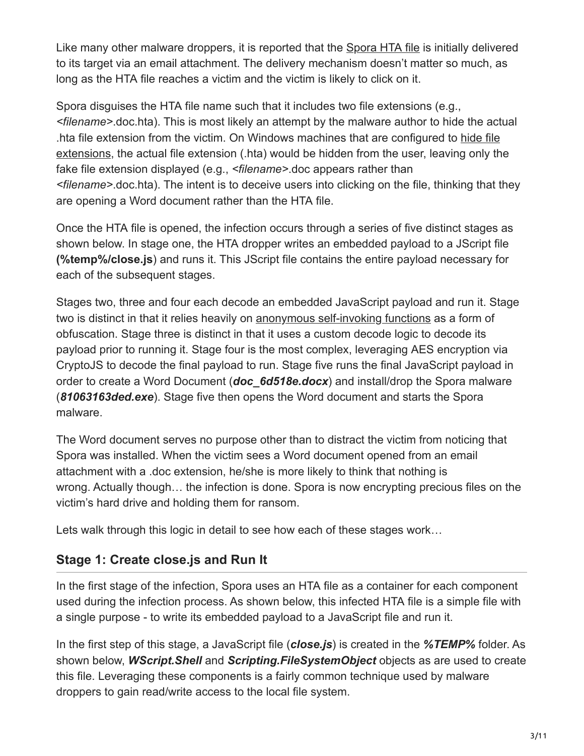Like many other malware droppers, it is reported that the Spora HTA file is initially delivered to its target via an email attachment. The delivery mechanism doesn't matter so much, as long as the HTA file reaches a victim and the victim is likely to click on it.

Spora disguises the HTA file name such that it includes two file extensions (e.g., *<filename>*.doc.hta). This is most likely an attempt by the malware author to hide the actual .hta file extension from the victim. On Windows machines that are configured to hide file extensions, the actual file extension (.hta) would be hidden from the user, leaving only the fake file extension displayed (e.g., *<filename>*.doc appears rather than *<filename>*.doc.hta). The intent is to deceive users into clicking on the file, thinking that they are opening a Word document rather than the HTA file.

Once the HTA file is opened, the infection occurs through a series of five distinct stages as shown below. In stage one, the HTA dropper writes an embedded payload to a JScript file **(%temp%/close.js**) and runs it. This JScript file contains the entire payload necessary for each of the subsequent stages.

Stages two, three and four each decode an embedded JavaScript payload and run it. Stage two is distinct in that it relies heavily on anonymous self-invoking functions as a form of obfuscation. Stage three is distinct in that it uses a custom decode logic to decode its payload prior to running it. Stage four is the most complex, leveraging AES encryption via CryptoJS to decode the final payload to run. Stage five runs the final JavaScript payload in order to create a Word Document (***doc_6d518e.docx***) and install/drop the Spora malware (***81063163ded.exe***). Stage five then opens the Word document and starts the Spora malware.

The Word document serves no purpose other than to distract the victim from noticing that Spora was installed. When the victim sees a Word document opened from an email attachment with a .doc extension, he/she is more likely to think that nothing is wrong. Actually though… the infection is done. Spora is now encrypting precious files on the victim's hard drive and holding them for ransom.

Lets walk through this logic in detail to see how each of these stages work…

## Stage 1: Create close.js and Run It

In the first stage of the infection, Spora uses an HTA file as a container for each component used during the infection process. As shown below, this infected HTA file is a simple file with a single purpose - to write its embedded payload to a JavaScript file and run it.

In the first step of this stage, a JavaScript file (***close.js***) is created in the ***%TEMP%*** folder. As shown below, ***WScript.Shell*** and ***Scripting.FileSystemObject*** objects as are used to create this file. Leveraging these components is a fairly common technique used by malware droppers to gain read/write access to the local file system.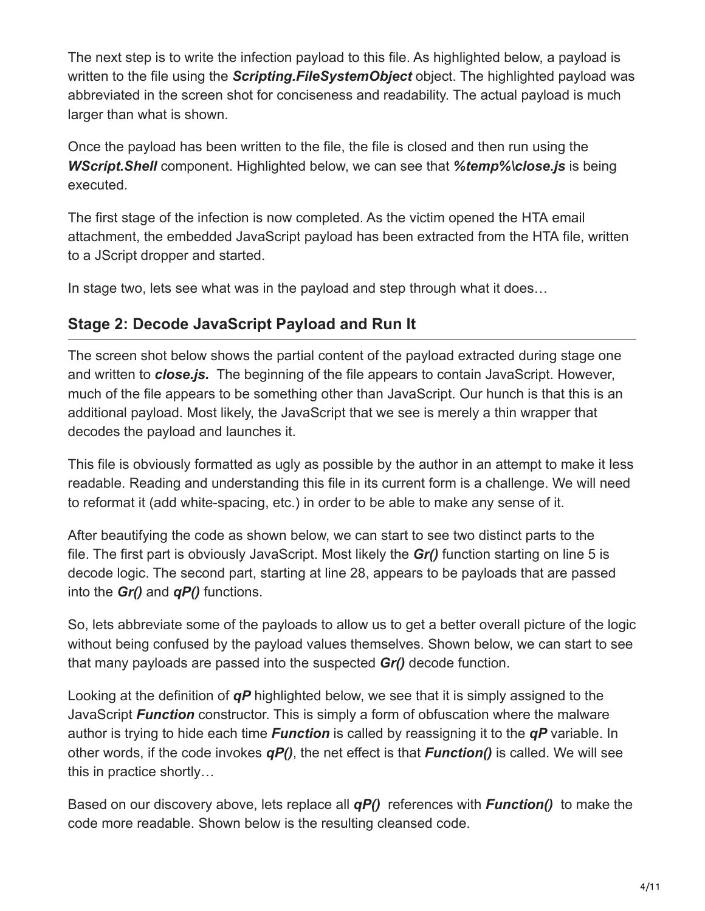The next step is to write the infection payload to this file. As highlighted below, a payload is written to the file using the ***Scripting.FileSystemObject*** object. The highlighted payload was abbreviated in the screen shot for conciseness and readability. The actual payload is much larger than what is shown.

Once the payload has been written to the file, the file is closed and then run using the ***WScript.Shell*** component. Highlighted below, we can see that ***%temp%\close.js*** is being executed.

The first stage of the infection is now completed. As the victim opened the HTA email attachment, the embedded JavaScript payload has been extracted from the HTA file, written to a JScript dropper and started.

In stage two, lets see what was in the payload and step through what it does…

## Stage 2: Decode JavaScript Payload and Run It

The screen shot below shows the partial content of the payload extracted during stage one and written to ***close.js.*** The beginning of the file appears to contain JavaScript. However, much of the file appears to be something other than JavaScript. Our hunch is that this is an additional payload. Most likely, the JavaScript that we see is merely a thin wrapper that decodes the payload and launches it.

This file is obviously formatted as ugly as possible by the author in an attempt to make it less readable. Reading and understanding this file in its current form is a challenge. We will need to reformat it (add white-spacing, etc.) in order to be able to make any sense of it.

After beautifying the code as shown below, we can start to see two distinct parts to the file. The first part is obviously JavaScript. Most likely the ***Gr()*** function starting on line 5 is decode logic. The second part, starting at line 28, appears to be payloads that are passed into the ***Gr()*** and ***qP()*** functions.

So, lets abbreviate some of the payloads to allow us to get a better overall picture of the logic without being confused by the payload values themselves. Shown below, we can start to see that many payloads are passed into the suspected ***Gr()*** decode function.

Looking at the definition of ***qP*** highlighted below, we see that it is simply assigned to the JavaScript ***Function*** constructor. This is simply a form of obfuscation where the malware author is trying to hide each time ***Function*** is called by reassigning it to the ***qP*** variable. In other words, if the code invokes ***qP()***, the net effect is that ***Function()*** is called. We will see this in practice shortly…

Based on our discovery above, lets replace all ***qP()*** references with ***Function()*** to make the code more readable. Shown below is the resulting cleansed code.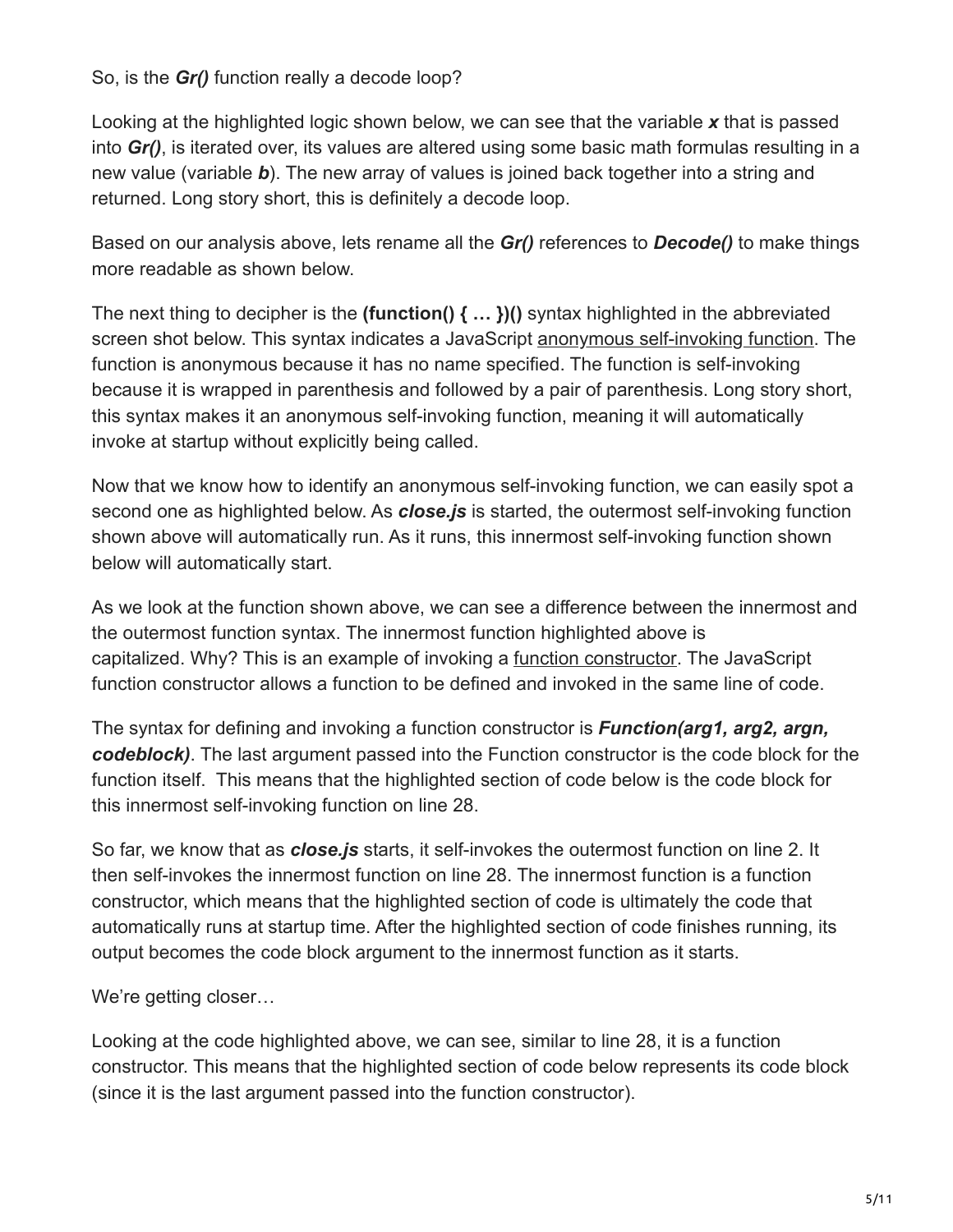So, is the ***Gr()*** function really a decode loop?

Looking at the highlighted logic shown below, we can see that the variable ***x*** that is passed into ***Gr()***, is iterated over, its values are altered using some basic math formulas resulting in a new value (variable ***b***). The new array of values is joined back together into a string and returned. Long story short, this is definitely a decode loop.

Based on our analysis above, lets rename all the ***Gr()*** references to ***Decode()*** to make things more readable as shown below.

The next thing to decipher is the **(function() { … })()** syntax highlighted in the abbreviated screen shot below. This syntax indicates a JavaScript anonymous self-invoking function. The function is anonymous because it has no name specified. The function is self-invoking because it is wrapped in parenthesis and followed by a pair of parenthesis. Long story short, this syntax makes it an anonymous self-invoking function, meaning it will automatically invoke at startup without explicitly being called.

Now that we know how to identify an anonymous self-invoking function, we can easily spot a second one as highlighted below. As ***close.js*** is started, the outermost self-invoking function shown above will automatically run. As it runs, this innermost self-invoking function shown below will automatically start.

As we look at the function shown above, we can see a difference between the innermost and the outermost function syntax. The innermost function highlighted above is capitalized. Why? This is an example of invoking a function constructor. The JavaScript function constructor allows a function to be defined and invoked in the same line of code.

The syntax for defining and invoking a function constructor is ***Function(arg1, arg2, argn, codeblock)***. The last argument passed into the Function constructor is the code block for the function itself. This means that the highlighted section of code below is the code block for this innermost self-invoking function on line 28.

So far, we know that as ***close.js*** starts, it self-invokes the outermost function on line 2. It then self-invokes the innermost function on line 28. The innermost function is a function constructor, which means that the highlighted section of code is ultimately the code that automatically runs at startup time. After the highlighted section of code finishes running, its output becomes the code block argument to the innermost function as it starts.

We're getting closer…

Looking at the code highlighted above, we can see, similar to line 28, it is a function constructor. This means that the highlighted section of code below represents its code block (since it is the last argument passed into the function constructor).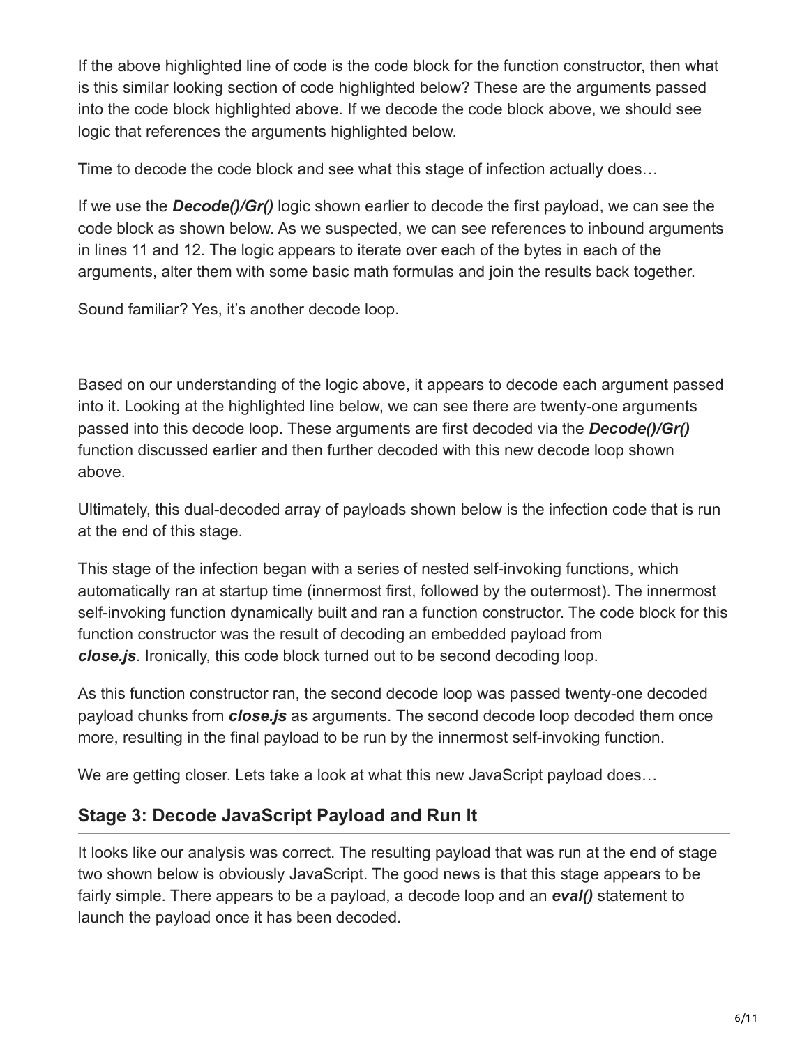If the above highlighted line of code is the code block for the function constructor, then what is this similar looking section of code highlighted below? These are the arguments passed into the code block highlighted above. If we decode the code block above, we should see logic that references the arguments highlighted below.

Time to decode the code block and see what this stage of infection actually does…

If we use the ***Decode()/Gr()*** logic shown earlier to decode the first payload, we can see the code block as shown below. As we suspected, we can see references to inbound arguments in lines 11 and 12. The logic appears to iterate over each of the bytes in each of the arguments, alter them with some basic math formulas and join the results back together.

Sound familiar? Yes, it's another decode loop.

Based on our understanding of the logic above, it appears to decode each argument passed into it. Looking at the highlighted line below, we can see there are twenty-one arguments passed into this decode loop. These arguments are first decoded via the ***Decode()/Gr()*** function discussed earlier and then further decoded with this new decode loop shown above.

Ultimately, this dual-decoded array of payloads shown below is the infection code that is run at the end of this stage.

This stage of the infection began with a series of nested self-invoking functions, which automatically ran at startup time (innermost first, followed by the outermost). The innermost self-invoking function dynamically built and ran a function constructor. The code block for this function constructor was the result of decoding an embedded payload from ***close.js***. Ironically, this code block turned out to be second decoding loop.

As this function constructor ran, the second decode loop was passed twenty-one decoded payload chunks from ***close.js*** as arguments. The second decode loop decoded them once more, resulting in the final payload to be run by the innermost self-invoking function.

We are getting closer. Lets take a look at what this new JavaScript payload does…

## Stage 3: Decode JavaScript Payload and Run It

It looks like our analysis was correct. The resulting payload that was run at the end of stage two shown below is obviously JavaScript. The good news is that this stage appears to be fairly simple. There appears to be a payload, a decode loop and an ***eval()*** statement to launch the payload once it has been decoded.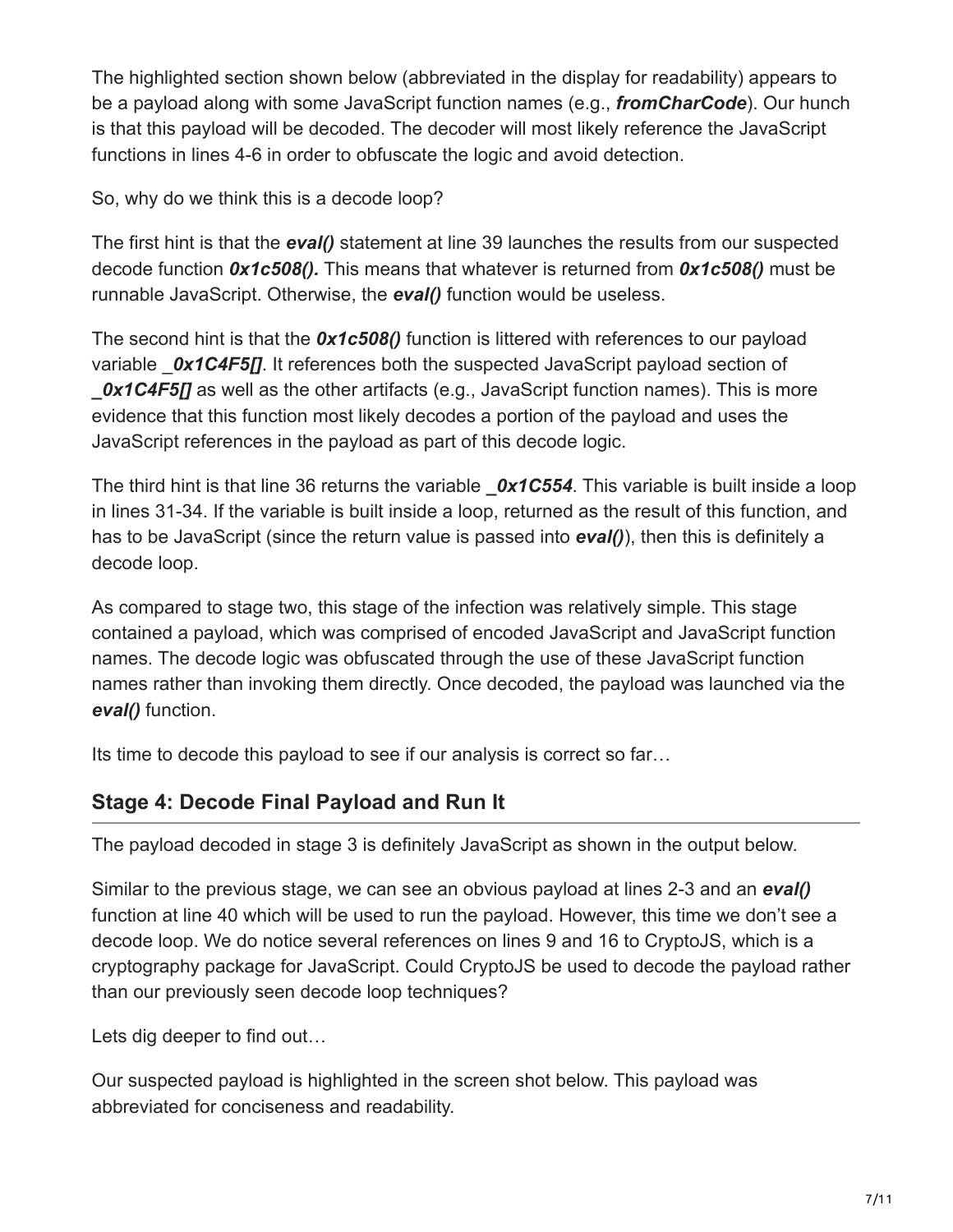The highlighted section shown below (abbreviated in the display for readability) appears to be a payload along with some JavaScript function names (e.g., ***fromCharCode***). Our hunch is that this payload will be decoded. The decoder will most likely reference the JavaScript functions in lines 4-6 in order to obfuscate the logic and avoid detection.

So, why do we think this is a decode loop?

The first hint is that the ***eval()*** statement at line 39 launches the results from our suspected decode function ***0x1c508().*** This means that whatever is returned from ***0x1c508()*** must be runnable JavaScript. Otherwise, the ***eval()*** function would be useless.

The second hint is that the ***0x1c508()*** function is littered with references to our payload variable ***_0x1C4F5[]***. It references both the suspected JavaScript payload section of ***_0x1C4F5[]*** as well as the other artifacts (e.g., JavaScript function names). This is more evidence that this function most likely decodes a portion of the payload and uses the JavaScript references in the payload as part of this decode logic.

The third hint is that line 36 returns the variable ***_0x1C554***. This variable is built inside a loop in lines 31-34. If the variable is built inside a loop, returned as the result of this function, and has to be JavaScript (since the return value is passed into ***eval()***), then this is definitely a decode loop.

As compared to stage two, this stage of the infection was relatively simple. This stage contained a payload, which was comprised of encoded JavaScript and JavaScript function names. The decode logic was obfuscated through the use of these JavaScript function names rather than invoking them directly. Once decoded, the payload was launched via the ***eval()*** function.

Its time to decode this payload to see if our analysis is correct so far…

## Stage 4: Decode Final Payload and Run It

The payload decoded in stage 3 is definitely JavaScript as shown in the output below.

Similar to the previous stage, we can see an obvious payload at lines 2-3 and an ***eval()*** function at line 40 which will be used to run the payload. However, this time we don't see a decode loop. We do notice several references on lines 9 and 16 to CryptoJS, which is a cryptography package for JavaScript. Could CryptoJS be used to decode the payload rather than our previously seen decode loop techniques?

Lets dig deeper to find out…

Our suspected payload is highlighted in the screen shot below. This payload was abbreviated for conciseness and readability.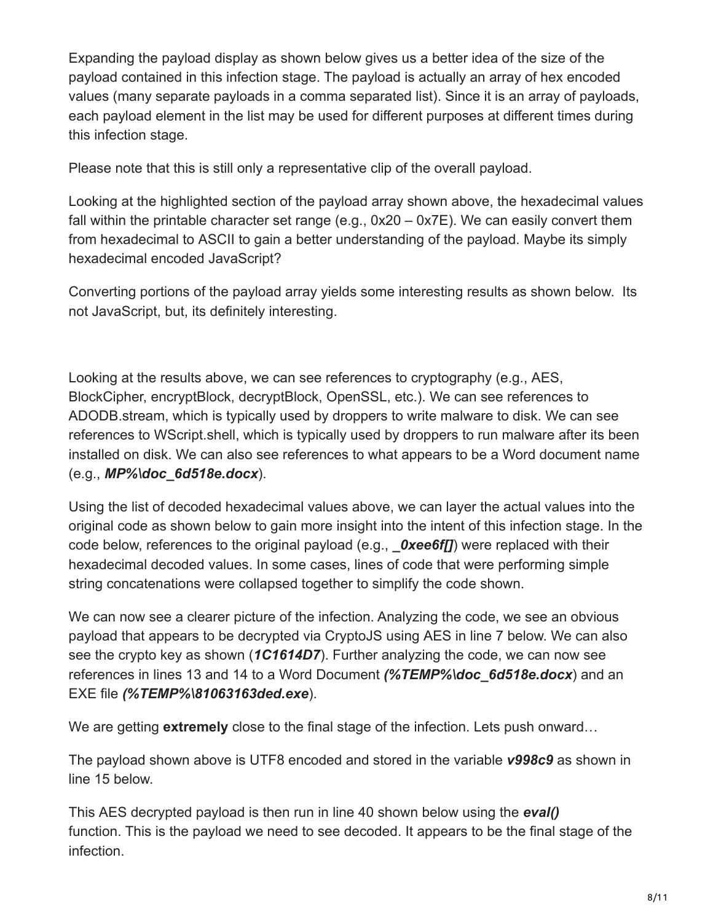Expanding the payload display as shown below gives us a better idea of the size of the payload contained in this infection stage. The payload is actually an array of hex encoded values (many separate payloads in a comma separated list). Since it is an array of payloads, each payload element in the list may be used for different purposes at different times during this infection stage.

Please note that this is still only a representative clip of the overall payload.

Looking at the highlighted section of the payload array shown above, the hexadecimal values fall within the printable character set range (e.g., 0x20 – 0x7E). We can easily convert them from hexadecimal to ASCII to gain a better understanding of the payload. Maybe its simply hexadecimal encoded JavaScript?

Converting portions of the payload array yields some interesting results as shown below. Its not JavaScript, but, its definitely interesting.

Looking at the results above, we can see references to cryptography (e.g., AES, BlockCipher, encryptBlock, decryptBlock, OpenSSL, etc.). We can see references to ADODB.stream, which is typically used by droppers to write malware to disk. We can see references to WScript.shell, which is typically used by droppers to run malware after its been installed on disk. We can also see references to what appears to be a Word document name (e.g., ***MP%\doc_6d518e.docx***).

Using the list of decoded hexadecimal values above, we can layer the actual values into the original code as shown below to gain more insight into the intent of this infection stage. In the code below, references to the original payload (e.g., ***_0xee6f[]***) were replaced with their hexadecimal decoded values. In some cases, lines of code that were performing simple string concatenations were collapsed together to simplify the code shown.

We can now see a clearer picture of the infection. Analyzing the code, we see an obvious payload that appears to be decrypted via CryptoJS using AES in line 7 below. We can also see the crypto key as shown (***1C1614D7***). Further analyzing the code, we can now see references in lines 13 and 14 to a Word Document ***(%TEMP%\doc_6d518e.docx***) and an EXE file ***(%TEMP%\81063163ded.exe***).

We are getting **extremely** close to the final stage of the infection. Lets push onward…

The payload shown above is UTF8 encoded and stored in the variable ***v998c9*** as shown in line 15 below.

This AES decrypted payload is then run in line 40 shown below using the ***eval()*** function. This is the payload we need to see decoded. It appears to be the final stage of the infection.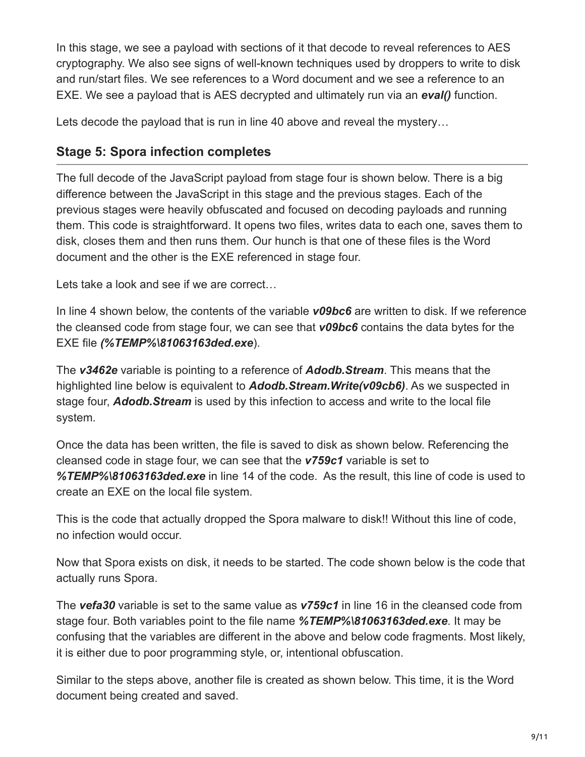In this stage, we see a payload with sections of it that decode to reveal references to AES cryptography. We also see signs of well-known techniques used by droppers to write to disk and run/start files. We see references to a Word document and we see a reference to an EXE. We see a payload that is AES decrypted and ultimately run via an ***eval()*** function.

Lets decode the payload that is run in line 40 above and reveal the mystery…

## Stage 5: Spora infection completes

The full decode of the JavaScript payload from stage four is shown below. There is a big difference between the JavaScript in this stage and the previous stages. Each of the previous stages were heavily obfuscated and focused on decoding payloads and running them. This code is straightforward. It opens two files, writes data to each one, saves them to disk, closes them and then runs them. Our hunch is that one of these files is the Word document and the other is the EXE referenced in stage four.

Lets take a look and see if we are correct…

In line 4 shown below, the contents of the variable ***v09bc6*** are written to disk. If we reference the cleansed code from stage four, we can see that ***v09bc6*** contains the data bytes for the EXE file ***(%TEMP%\81063163ded.exe***).

The ***v3462e*** variable is pointing to a reference of ***Adodb.Stream***. This means that the highlighted line below is equivalent to ***Adodb.Stream.Write(v09cb6)***. As we suspected in stage four, ***Adodb.Stream*** is used by this infection to access and write to the local file system.

Once the data has been written, the file is saved to disk as shown below. Referencing the cleansed code in stage four, we can see that the ***v759c1*** variable is set to ***%TEMP%\81063163ded.exe*** in line 14 of the code. As the result, this line of code is used to create an EXE on the local file system.

This is the code that actually dropped the Spora malware to disk!! Without this line of code, no infection would occur.

Now that Spora exists on disk, it needs to be started. The code shown below is the code that actually runs Spora.

The ***vefa30*** variable is set to the same value as ***v759c1*** in line 16 in the cleansed code from stage four. Both variables point to the file name ***%TEMP%\81063163ded.exe***. It may be confusing that the variables are different in the above and below code fragments. Most likely, it is either due to poor programming style, or, intentional obfuscation.

Similar to the steps above, another file is created as shown below. This time, it is the Word document being created and saved.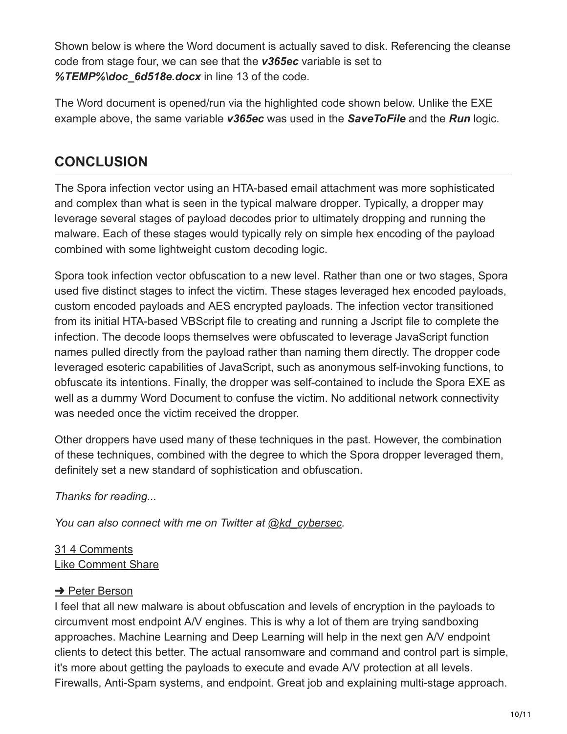Shown below is where the Word document is actually saved to disk. Referencing the cleanse code from stage four, we can see that the ***v365ec*** variable is set to ***%TEMP%\doc_6d518e.docx*** in line 13 of the code.

The Word document is opened/run via the highlighted code shown below. Unlike the EXE example above, the same variable ***v365ec*** was used in the ***SaveToFile*** and the ***Run*** logic.

## CONCLUSION

The Spora infection vector using an HTA-based email attachment was more sophisticated and complex than what is seen in the typical malware dropper. Typically, a dropper may leverage several stages of payload decodes prior to ultimately dropping and running the malware. Each of these stages would typically rely on simple hex encoding of the payload combined with some lightweight custom decoding logic.

Spora took infection vector obfuscation to a new level. Rather than one or two stages, Spora used five distinct stages to infect the victim. These stages leveraged hex encoded payloads, custom encoded payloads and AES encrypted payloads. The infection vector transitioned from its initial HTA-based VBScript file to creating and running a Jscript file to complete the infection. The decode loops themselves were obfuscated to leverage JavaScript function names pulled directly from the payload rather than naming them directly. The dropper code leveraged esoteric capabilities of JavaScript, such as anonymous self-invoking functions, to obfuscate its intentions. Finally, the dropper was self-contained to include the Spora EXE as well as a dummy Word Document to confuse the victim. No additional network connectivity was needed once the victim received the dropper.

Other droppers have used many of these techniques in the past. However, the combination of these techniques, combined with the degree to which the Spora dropper leveraged them, definitely set a new standard of sophistication and obfuscation.

*Thanks for reading...*

*You can also connect with me on Twitter at @kd_cybersec.*

31 4 Comments
Like Comment Share

➜ Peter Berson
I feel that all new malware is about obfuscation and levels of encryption in the payloads to circumvent most endpoint A/V engines. This is why a lot of them are trying sandboxing approaches. Machine Learning and Deep Learning will help in the next gen A/V endpoint clients to detect this better. The actual ransomware and command and control part is simple, it's more about getting the payloads to execute and evade A/V protection at all levels. Firewalls, Anti-Spam systems, and endpoint. Great job and explaining multi-stage approach.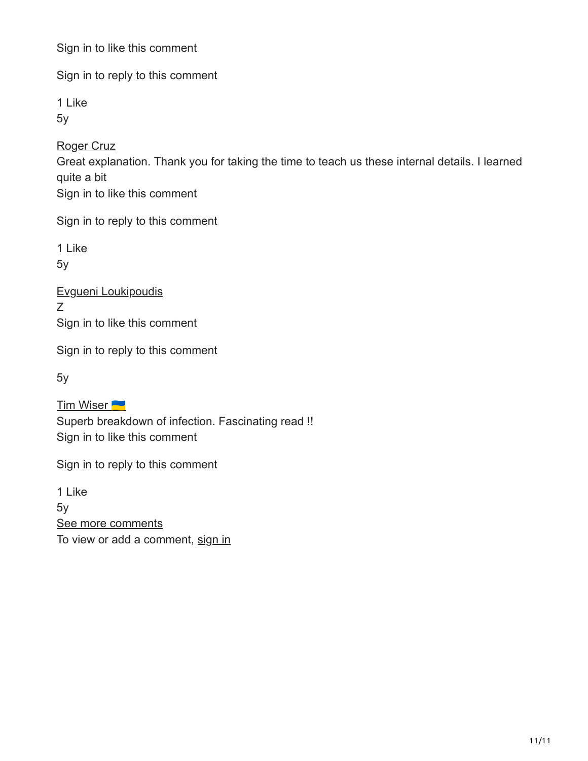Sign in to like this comment

Sign in to reply to this comment

1 Like
5y

[Roger Cruz](#)
Great explanation. Thank you for taking the time to teach us these internal details. I learned quite a bit
Sign in to like this comment

Sign in to reply to this comment

1 Like
5y

[Evgueni Loukipoudis](#)
Z
Sign in to like this comment

Sign in to reply to this comment

5y

[Tim Wiser 🇺🇦](#)
Superb breakdown of infection. Fascinating read !!
Sign in to like this comment

Sign in to reply to this comment

1 Like
5y
[See more comments](#)
To view or add a comment, [sign in](#)